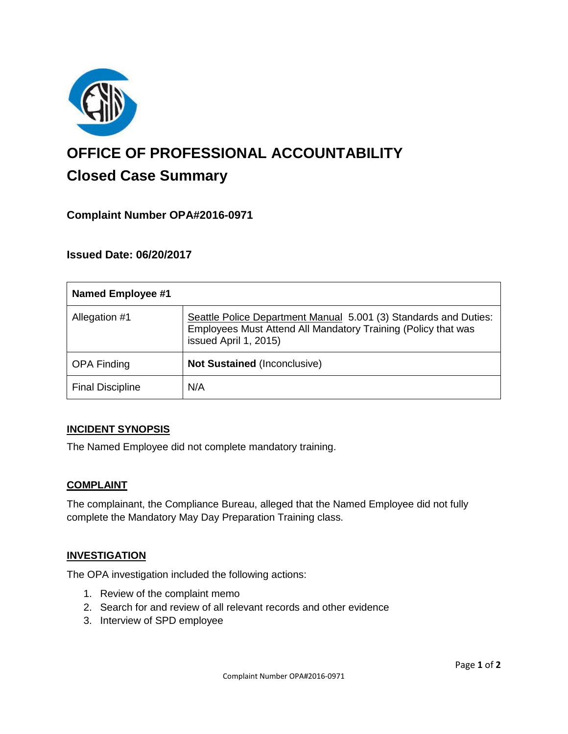# OFFICE OF PROFESSIONAL ACCOUNTABILITY

## Closed Case Summary

### Complaint Number OPA#2016-0971

### Issued Date: 06/20/2017

| **Named Employee #1** | |
|---|---|
| Allegation #1 | Seattle Police Department Manual 5.001 (3) Standards and Duties: Employees Must Attend All Mandatory Training (Policy that was issued April 1, 2015) |
| OPA Finding | **Not Sustained** (Inconclusive) |
| Final Discipline | N/A |

**INCIDENT SYNOPSIS**

The Named Employee did not complete mandatory training.

**COMPLAINT**

The complainant, the Compliance Bureau, alleged that the Named Employee did not fully complete the Mandatory May Day Preparation Training class.

**INVESTIGATION**

The OPA investigation included the following actions:

1. Review of the complaint memo
2. Search for and review of all relevant records and other evidence
3. Interview of SPD employee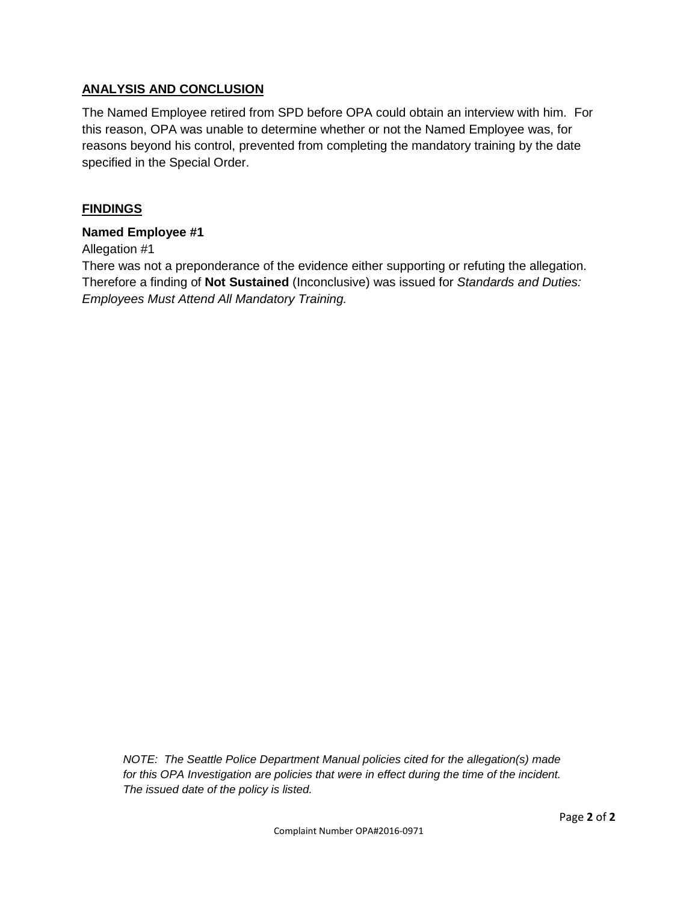## ANALYSIS AND CONCLUSION

The Named Employee retired from SPD before OPA could obtain an interview with him. For this reason, OPA was unable to determine whether or not the Named Employee was, for reasons beyond his control, prevented from completing the mandatory training by the date specified in the Special Order.

## FINDINGS

**Named Employee #1**

Allegation #1

There was not a preponderance of the evidence either supporting or refuting the allegation. Therefore a finding of **Not Sustained** (Inconclusive) was issued for *Standards and Duties: Employees Must Attend All Mandatory Training.*

*NOTE: The Seattle Police Department Manual policies cited for the allegation(s) made for this OPA Investigation are policies that were in effect during the time of the incident. The issued date of the policy is listed.*

Complaint Number OPA#2016-0971